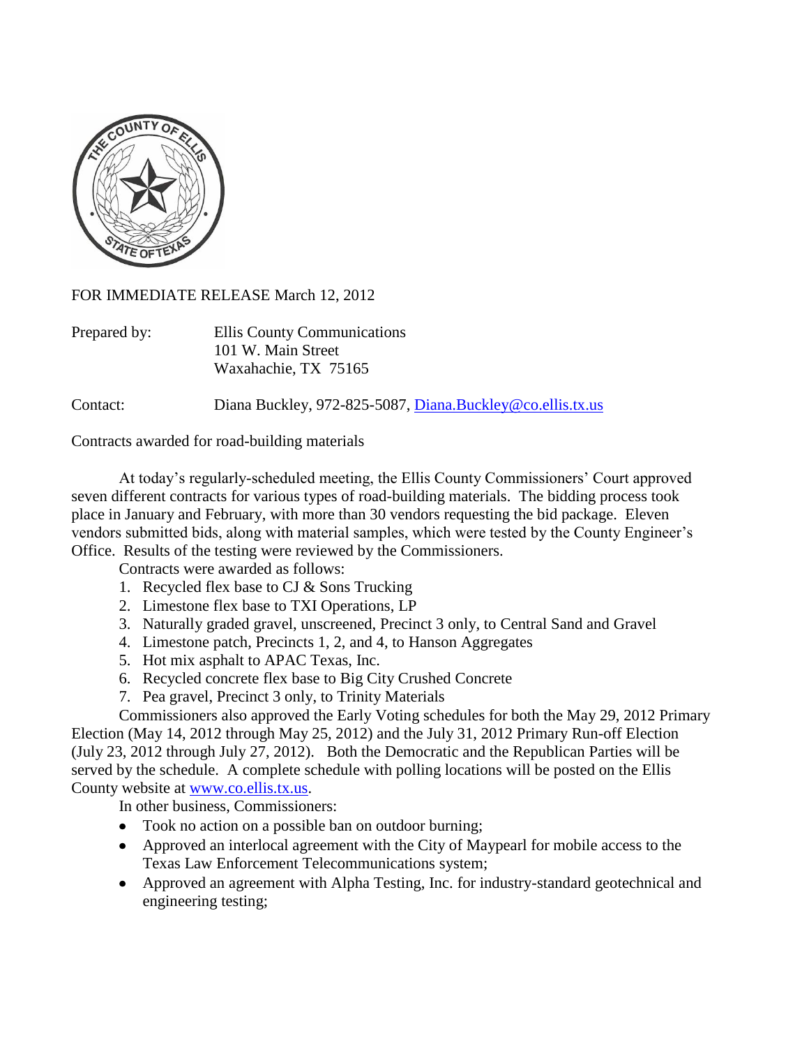FOR IMMEDIATE RELEASE March 12, 2012

Prepared by: Ellis County Communications
101 W. Main Street
Waxahachie, TX 75165

Contact: Diana Buckley, 972-825-5087, Diana.Buckley@co.ellis.tx.us

Contracts awarded for road-building materials

At today's regularly-scheduled meeting, the Ellis County Commissioners' Court approved seven different contracts for various types of road-building materials. The bidding process took place in January and February, with more than 30 vendors requesting the bid package. Eleven vendors submitted bids, along with material samples, which were tested by the County Engineer's Office. Results of the testing were reviewed by the Commissioners.

Contracts were awarded as follows:

1. Recycled flex base to CJ & Sons Trucking
2. Limestone flex base to TXI Operations, LP
3. Naturally graded gravel, unscreened, Precinct 3 only, to Central Sand and Gravel
4. Limestone patch, Precincts 1, 2, and 4, to Hanson Aggregates
5. Hot mix asphalt to APAC Texas, Inc.
6. Recycled concrete flex base to Big City Crushed Concrete
7. Pea gravel, Precinct 3 only, to Trinity Materials

Commissioners also approved the Early Voting schedules for both the May 29, 2012 Primary Election (May 14, 2012 through May 25, 2012) and the July 31, 2012 Primary Run-off Election (July 23, 2012 through July 27, 2012). Both the Democratic and the Republican Parties will be served by the schedule. A complete schedule with polling locations will be posted on the Ellis County website at www.co.ellis.tx.us.

In other business, Commissioners:

- Took no action on a possible ban on outdoor burning;
- Approved an interlocal agreement with the City of Maypearl for mobile access to the Texas Law Enforcement Telecommunications system;
- Approved an agreement with Alpha Testing, Inc. for industry-standard geotechnical and engineering testing;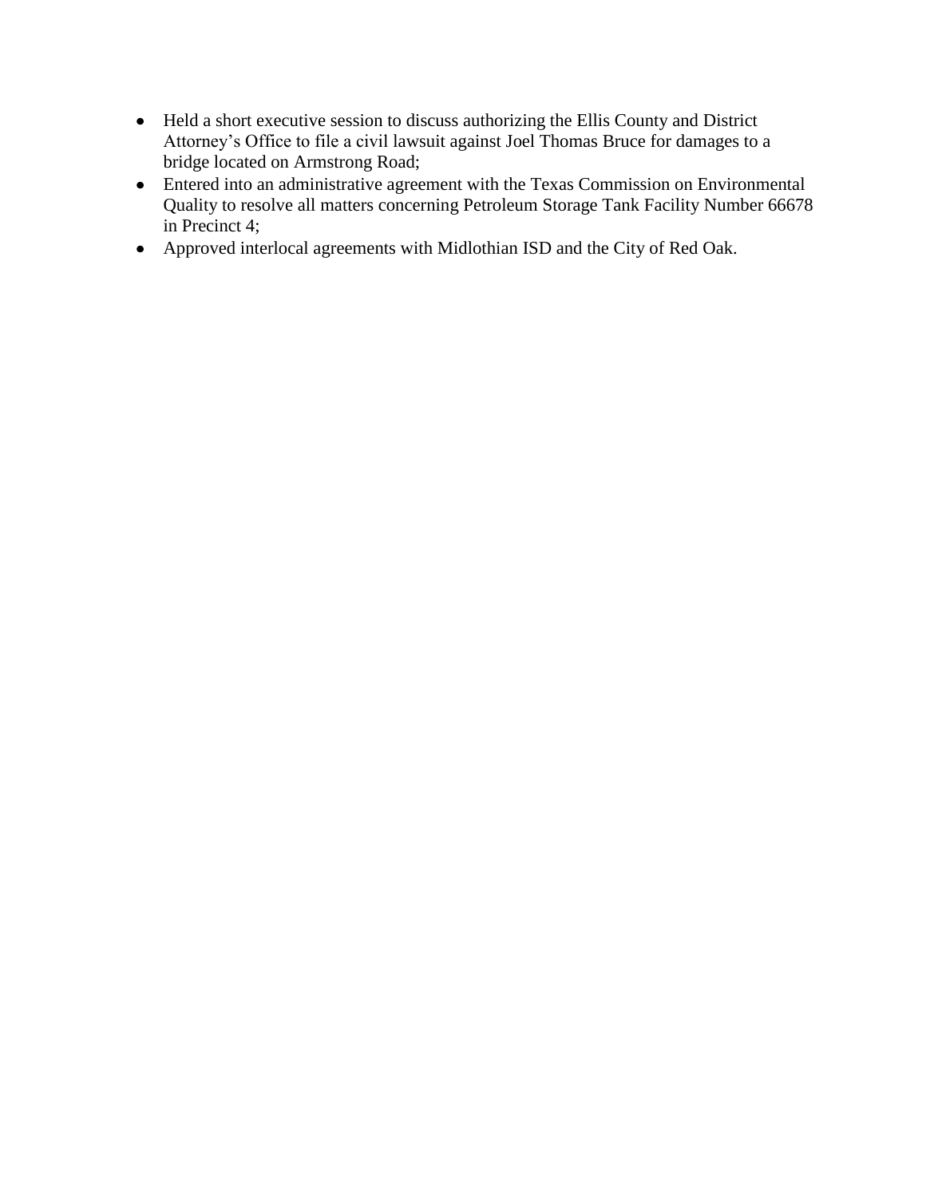- Held a short executive session to discuss authorizing the Ellis County and District Attorney's Office to file a civil lawsuit against Joel Thomas Bruce for damages to a bridge located on Armstrong Road;
- Entered into an administrative agreement with the Texas Commission on Environmental Quality to resolve all matters concerning Petroleum Storage Tank Facility Number 66678 in Precinct 4;
- Approved interlocal agreements with Midlothian ISD and the City of Red Oak.